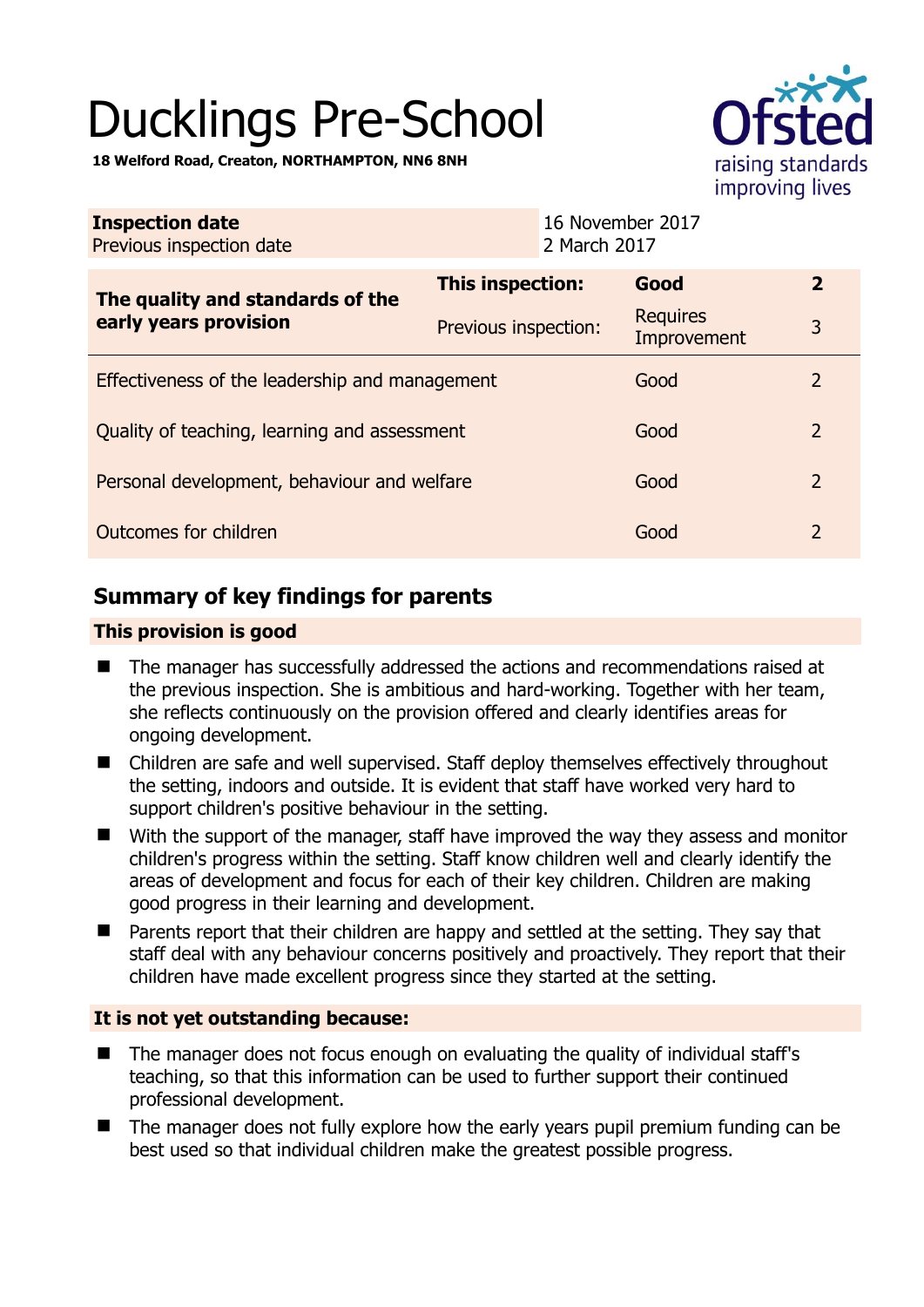# Ducklings Pre-School

**18 Welford Road, Creaton, NORTHAMPTON, NN6 8NH**

| **Inspection date** | 16 November 2017 |
| --- | --- |
| Previous inspection date | 2 March 2017 |

| **The quality and standards of the early years provision** | **This inspection:** | **Good** | **2** |
| --- | --- | --- | --- |
| | Previous inspection: | Requires Improvement | 3 |
| Effectiveness of the leadership and management | | Good | 2 |
| Quality of teaching, learning and assessment | | Good | 2 |
| Personal development, behaviour and welfare | | Good | 2 |
| Outcomes for children | | Good | 2 |

## Summary of key findings for parents

### This provision is good

- The manager has successfully addressed the actions and recommendations raised at the previous inspection. She is ambitious and hard-working. Together with her team, she reflects continuously on the provision offered and clearly identifies areas for ongoing development.
- Children are safe and well supervised. Staff deploy themselves effectively throughout the setting, indoors and outside. It is evident that staff have worked very hard to support children's positive behaviour in the setting.
- With the support of the manager, staff have improved the way they assess and monitor children's progress within the setting. Staff know children well and clearly identify the areas of development and focus for each of their key children. Children are making good progress in their learning and development.
- Parents report that their children are happy and settled at the setting. They say that staff deal with any behaviour concerns positively and proactively. They report that their children have made excellent progress since they started at the setting.

### It is not yet outstanding because:

- The manager does not focus enough on evaluating the quality of individual staff's teaching, so that this information can be used to further support their continued professional development.
- The manager does not fully explore how the early years pupil premium funding can be best used so that individual children make the greatest possible progress.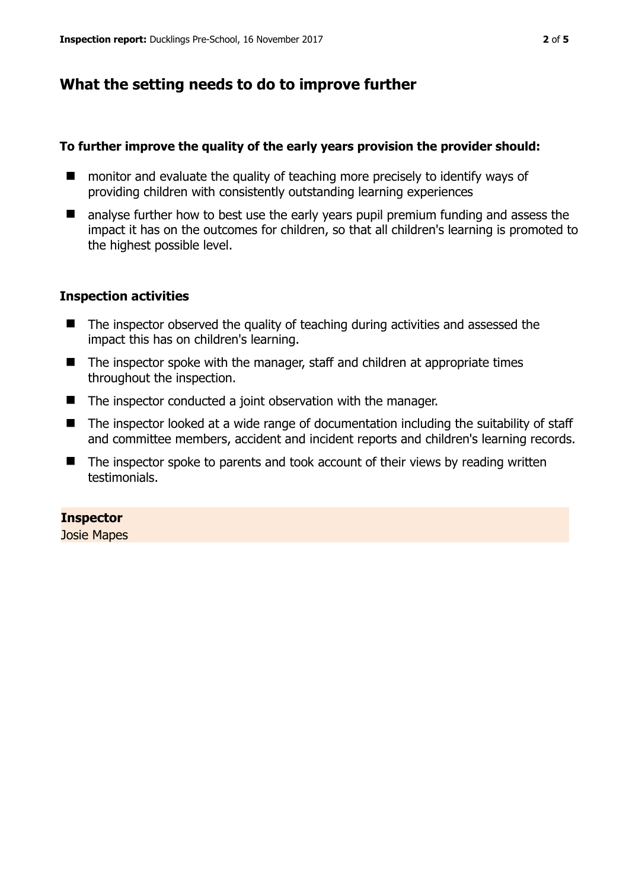## What the setting needs to do to improve further

**To further improve the quality of the early years provision the provider should:**

- monitor and evaluate the quality of teaching more precisely to identify ways of providing children with consistently outstanding learning experiences
- analyse further how to best use the early years pupil premium funding and assess the impact it has on the outcomes for children, so that all children's learning is promoted to the highest possible level.

### Inspection activities

- The inspector observed the quality of teaching during activities and assessed the impact this has on children's learning.
- The inspector spoke with the manager, staff and children at appropriate times throughout the inspection.
- The inspector conducted a joint observation with the manager.
- The inspector looked at a wide range of documentation including the suitability of staff and committee members, accident and incident reports and children's learning records.
- The inspector spoke to parents and took account of their views by reading written testimonials.

**Inspector**
Josie Mapes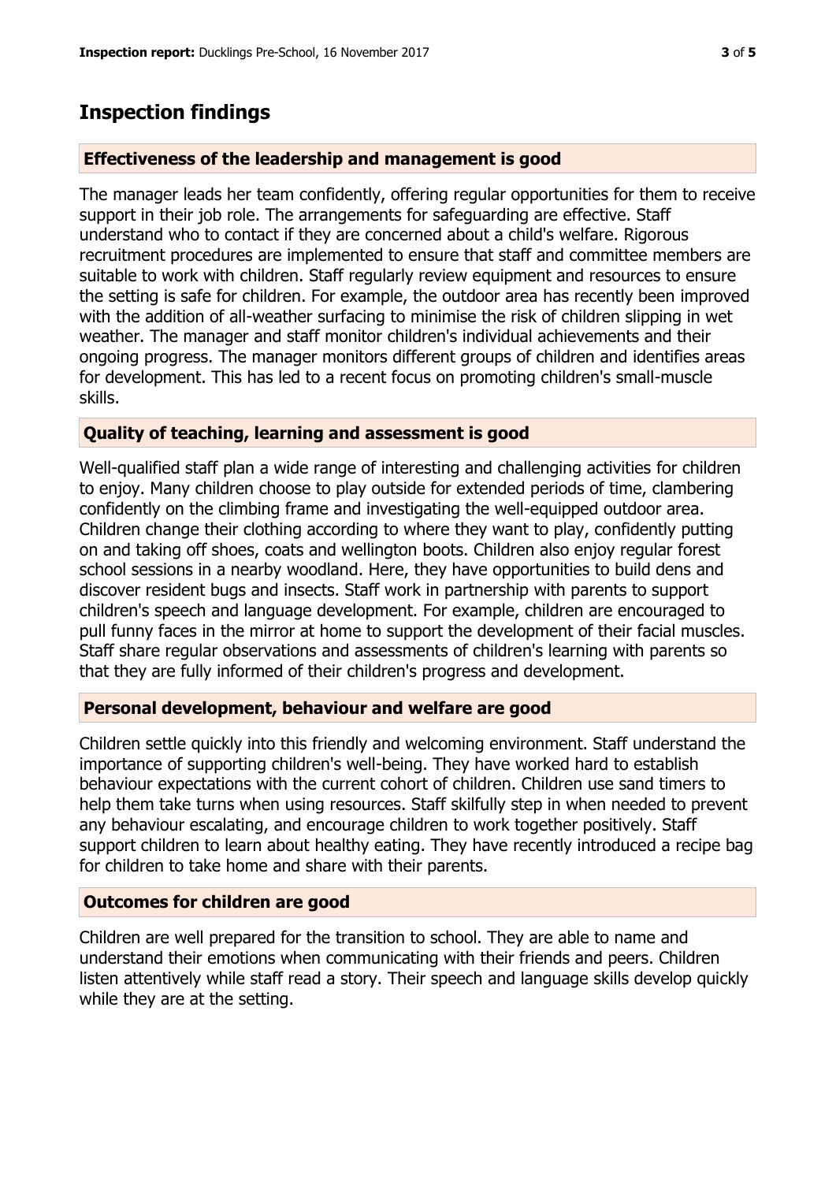## Inspection findings

### Effectiveness of the leadership and management is good

The manager leads her team confidently, offering regular opportunities for them to receive support in their job role. The arrangements for safeguarding are effective. Staff understand who to contact if they are concerned about a child's welfare. Rigorous recruitment procedures are implemented to ensure that staff and committee members are suitable to work with children. Staff regularly review equipment and resources to ensure the setting is safe for children. For example, the outdoor area has recently been improved with the addition of all-weather surfacing to minimise the risk of children slipping in wet weather. The manager and staff monitor children's individual achievements and their ongoing progress. The manager monitors different groups of children and identifies areas for development. This has led to a recent focus on promoting children's small-muscle skills.

### Quality of teaching, learning and assessment is good

Well-qualified staff plan a wide range of interesting and challenging activities for children to enjoy. Many children choose to play outside for extended periods of time, clambering confidently on the climbing frame and investigating the well-equipped outdoor area. Children change their clothing according to where they want to play, confidently putting on and taking off shoes, coats and wellington boots. Children also enjoy regular forest school sessions in a nearby woodland. Here, they have opportunities to build dens and discover resident bugs and insects. Staff work in partnership with parents to support children's speech and language development. For example, children are encouraged to pull funny faces in the mirror at home to support the development of their facial muscles. Staff share regular observations and assessments of children's learning with parents so that they are fully informed of their children's progress and development.

### Personal development, behaviour and welfare are good

Children settle quickly into this friendly and welcoming environment. Staff understand the importance of supporting children's well-being. They have worked hard to establish behaviour expectations with the current cohort of children. Children use sand timers to help them take turns when using resources. Staff skilfully step in when needed to prevent any behaviour escalating, and encourage children to work together positively. Staff support children to learn about healthy eating. They have recently introduced a recipe bag for children to take home and share with their parents.

### Outcomes for children are good

Children are well prepared for the transition to school. They are able to name and understand their emotions when communicating with their friends and peers. Children listen attentively while staff read a story. Their speech and language skills develop quickly while they are at the setting.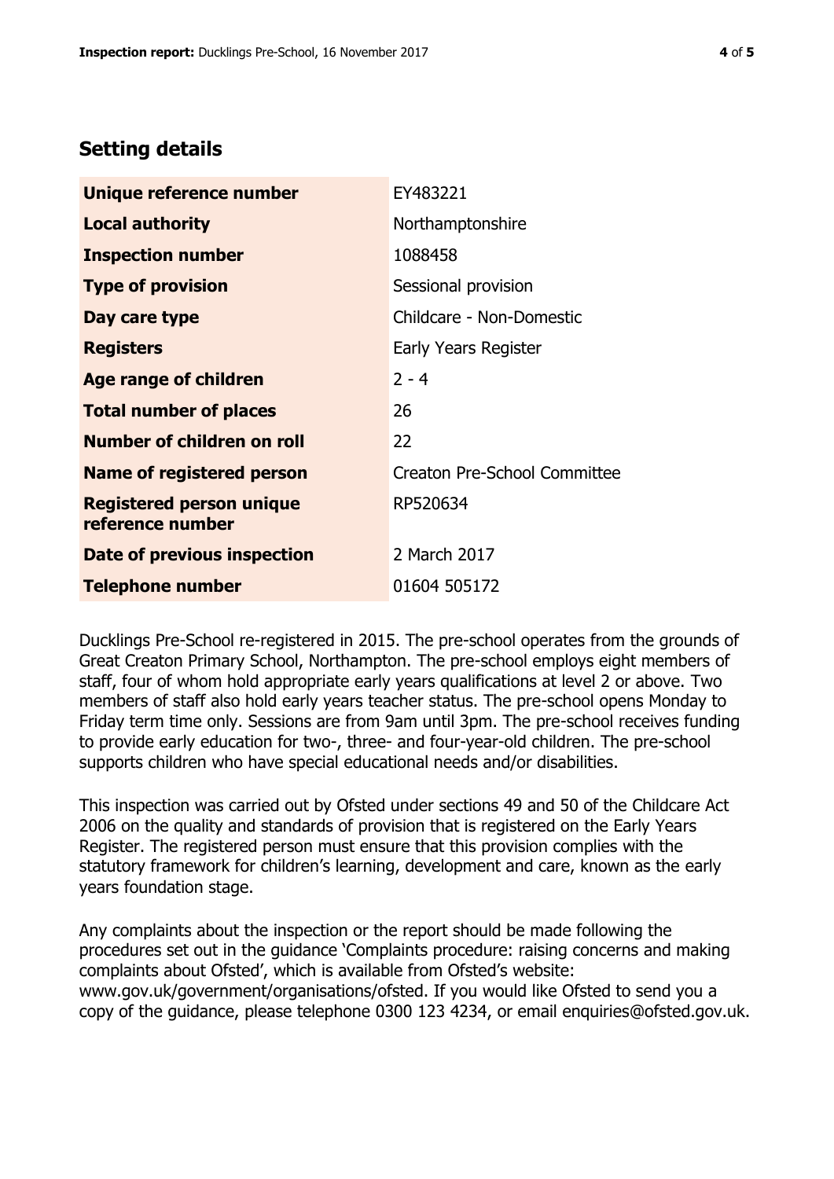## Setting details

| | |
|---|---|
| **Unique reference number** | EY483221 |
| **Local authority** | Northamptonshire |
| **Inspection number** | 1088458 |
| **Type of provision** | Sessional provision |
| **Day care type** | Childcare - Non-Domestic |
| **Registers** | Early Years Register |
| **Age range of children** | 2 - 4 |
| **Total number of places** | 26 |
| **Number of children on roll** | 22 |
| **Name of registered person** | Creaton Pre-School Committee |
| **Registered person unique reference number** | RP520634 |
| **Date of previous inspection** | 2 March 2017 |
| **Telephone number** | 01604 505172 |

Ducklings Pre-School re-registered in 2015. The pre-school operates from the grounds of Great Creaton Primary School, Northampton. The pre-school employs eight members of staff, four of whom hold appropriate early years qualifications at level 2 or above. Two members of staff also hold early years teacher status. The pre-school opens Monday to Friday term time only. Sessions are from 9am until 3pm. The pre-school receives funding to provide early education for two-, three- and four-year-old children. The pre-school supports children who have special educational needs and/or disabilities.

This inspection was carried out by Ofsted under sections 49 and 50 of the Childcare Act 2006 on the quality and standards of provision that is registered on the Early Years Register. The registered person must ensure that this provision complies with the statutory framework for children's learning, development and care, known as the early years foundation stage.

Any complaints about the inspection or the report should be made following the procedures set out in the guidance 'Complaints procedure: raising concerns and making complaints about Ofsted', which is available from Ofsted's website: www.gov.uk/government/organisations/ofsted. If you would like Ofsted to send you a copy of the guidance, please telephone 0300 123 4234, or email enquiries@ofsted.gov.uk.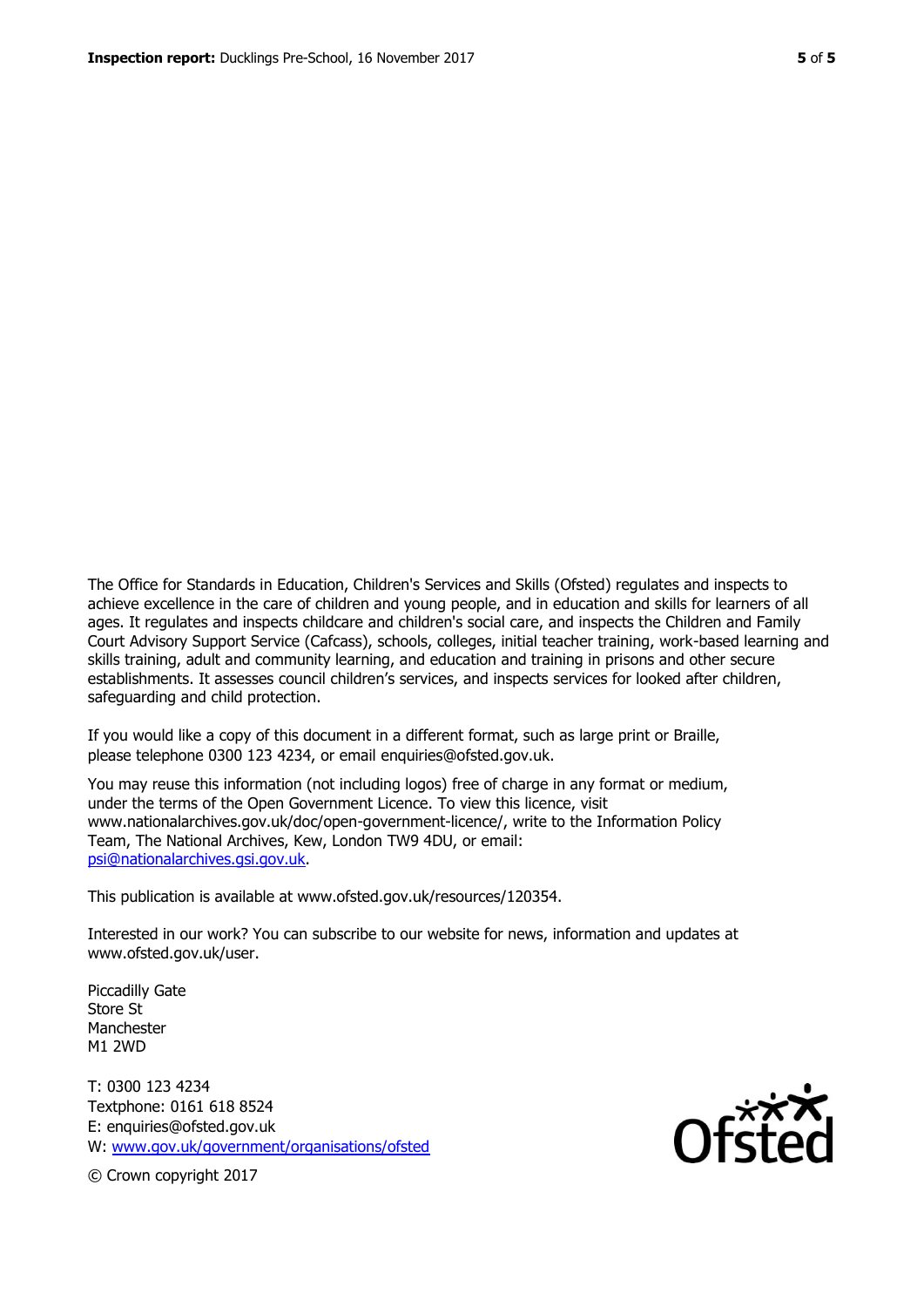The Office for Standards in Education, Children's Services and Skills (Ofsted) regulates and inspects to achieve excellence in the care of children and young people, and in education and skills for learners of all ages. It regulates and inspects childcare and children's social care, and inspects the Children and Family Court Advisory Support Service (Cafcass), schools, colleges, initial teacher training, work-based learning and skills training, adult and community learning, and education and training in prisons and other secure establishments. It assesses council children's services, and inspects services for looked after children, safeguarding and child protection.

If you would like a copy of this document in a different format, such as large print or Braille, please telephone 0300 123 4234, or email enquiries@ofsted.gov.uk.

You may reuse this information (not including logos) free of charge in any format or medium, under the terms of the Open Government Licence. To view this licence, visit www.nationalarchives.gov.uk/doc/open-government-licence/, write to the Information Policy Team, The National Archives, Kew, London TW9 4DU, or email: psi@nationalarchives.gsi.gov.uk.

This publication is available at www.ofsted.gov.uk/resources/120354.

Interested in our work? You can subscribe to our website for news, information and updates at www.ofsted.gov.uk/user.

Piccadilly Gate
Store St
Manchester
M1 2WD

T: 0300 123 4234
Textphone: 0161 618 8524
E: enquiries@ofsted.gov.uk
W: www.gov.uk/government/organisations/ofsted

© Crown copyright 2017